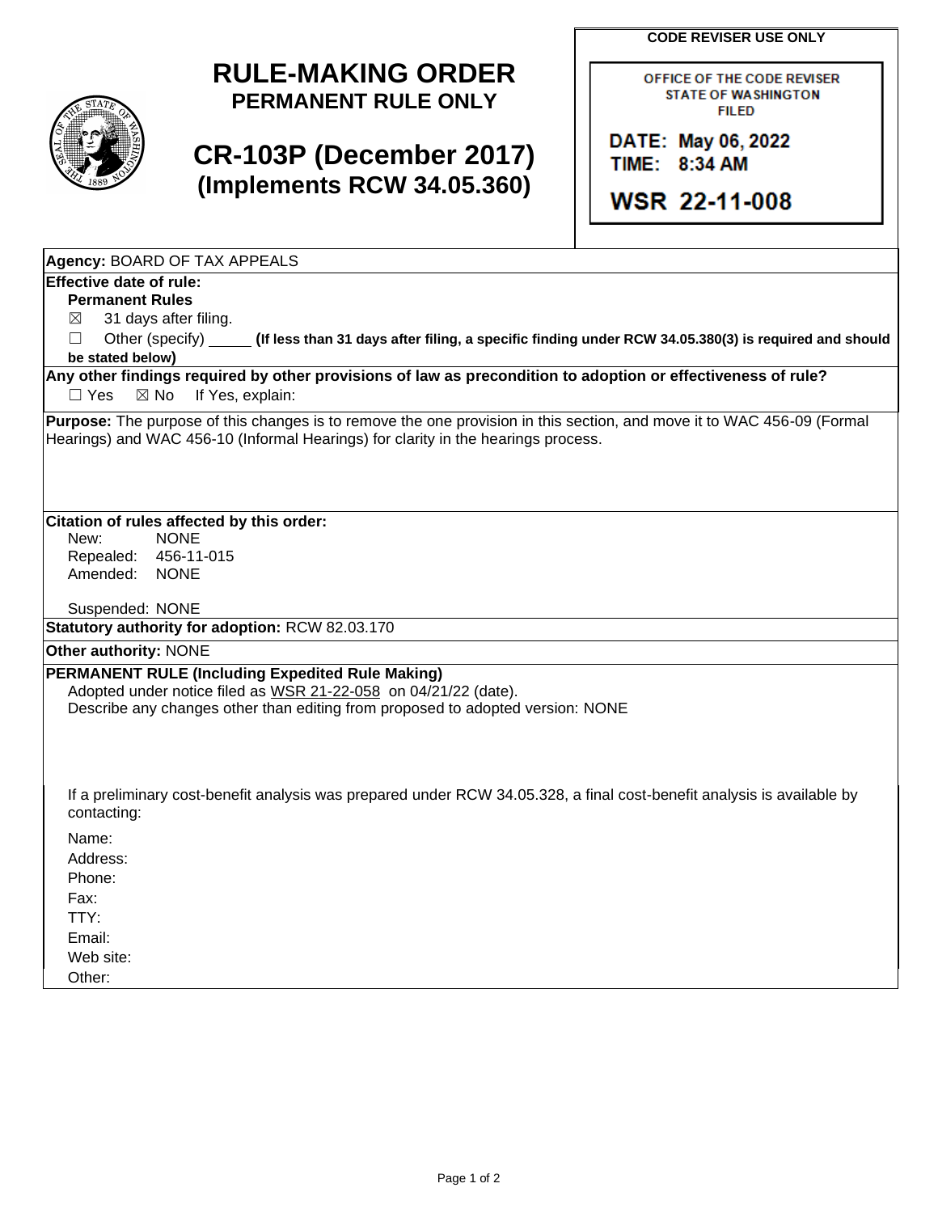# RULE-MAKING ORDER

## PERMANENT RULE ONLY

# CR-103P (December 2017)

## (Implements RCW 34.05.360)

**CODE REVISER USE ONLY**

OFFICE OF THE CODE REVISER
STATE OF WASHINGTON
FILED

DATE: May 06, 2022
TIME: 8:34 AM

WSR 22-11-008

---

**Agency:** BOARD OF TAX APPEALS

**Effective date of rule:**

**Permanent Rules**

☒ 31 days after filing.

☐ Other (specify) _____ **(If less than 31 days after filing, a specific finding under RCW 34.05.380(3) is required and should be stated below)**

**Any other findings required by other provisions of law as precondition to adoption or effectiveness of rule?**

☐ Yes ☒ No If Yes, explain:

**Purpose:** The purpose of this changes is to remove the one provision in this section, and move it to WAC 456-09 (Formal Hearings) and WAC 456-10 (Informal Hearings) for clarity in the hearings process.

**Citation of rules affected by this order:**

New: NONE
Repealed: 456-11-015
Amended: NONE

Suspended: NONE

**Statutory authority for adoption:** RCW 82.03.170

**Other authority:** NONE

**PERMANENT RULE (Including Expedited Rule Making)**

Adopted under notice filed as WSR 21-22-058 on 04/21/22 (date).

Describe any changes other than editing from proposed to adopted version: NONE

If a preliminary cost-benefit analysis was prepared under RCW 34.05.328, a final cost-benefit analysis is available by contacting:

Name:
Address:
Phone:
Fax:
TTY:
Email:
Web site:
Other: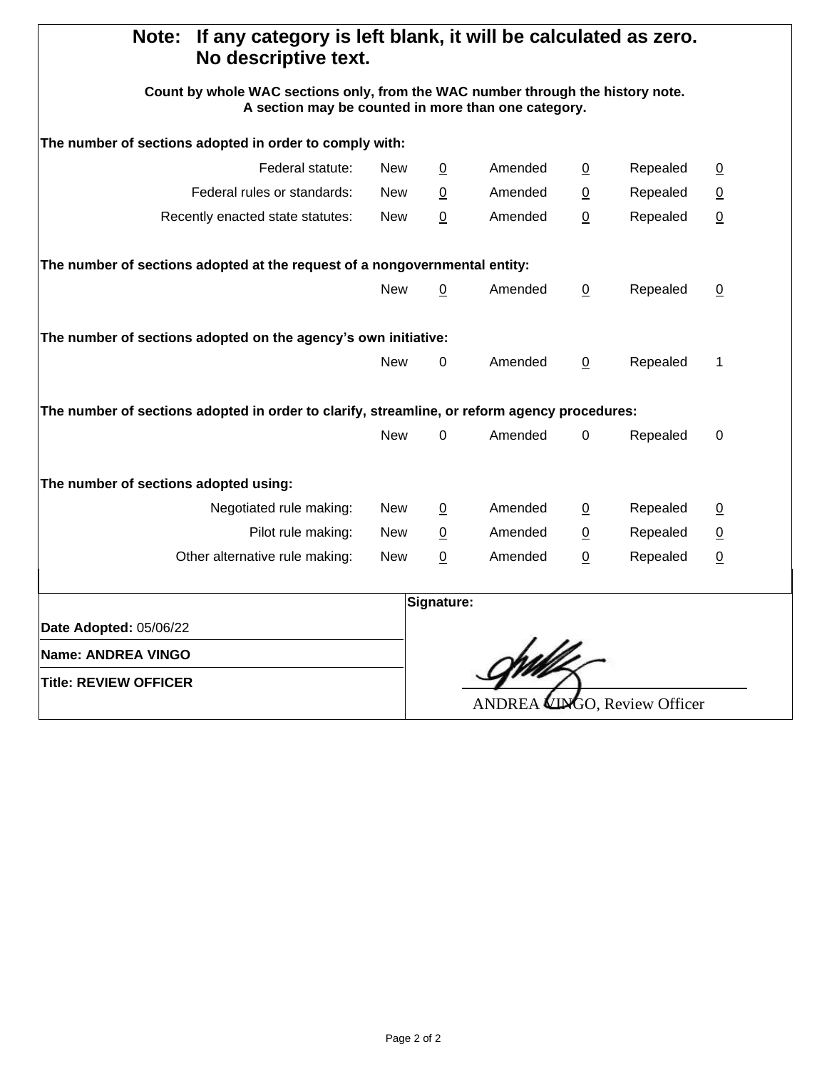**Note: If any category is left blank, it will be calculated as zero. No descriptive text.**

**Count by whole WAC sections only, from the WAC number through the history note. A section may be counted in more than one category.**

**The number of sections adopted in order to comply with:**

| | | | | | | |
|---|---|---|---|---|---|---|
| Federal statute: | New | 0 | Amended | 0 | Repealed | 0 |
| Federal rules or standards: | New | 0 | Amended | 0 | Repealed | 0 |
| Recently enacted state statutes: | New | 0 | Amended | 0 | Repealed | 0 |

**The number of sections adopted at the request of a nongovernmental entity:**

| | | | | | | |
|---|---|---|---|---|---|---|
| | New | 0 | Amended | 0 | Repealed | 0 |

**The number of sections adopted on the agency's own initiative:**

| | | | | | | |
|---|---|---|---|---|---|---|
| | New | 0 | Amended | 0 | Repealed | 1 |

**The number of sections adopted in order to clarify, streamline, or reform agency procedures:**

| | | | | | | |
|---|---|---|---|---|---|---|
| | New | 0 | Amended | 0 | Repealed | 0 |

**The number of sections adopted using:**

| | | | | | | |
|---|---|---|---|---|---|---|
| Negotiated rule making: | New | 0 | Amended | 0 | Repealed | 0 |
| Pilot rule making: | New | 0 | Amended | 0 | Repealed | 0 |
| Other alternative rule making: | New | 0 | Amended | 0 | Repealed | 0 |

**Date Adopted:** 05/06/22

**Name: ANDREA VINGO**

**Title: REVIEW OFFICER**

**Signature:**

ANDREA VINGO, Review Officer